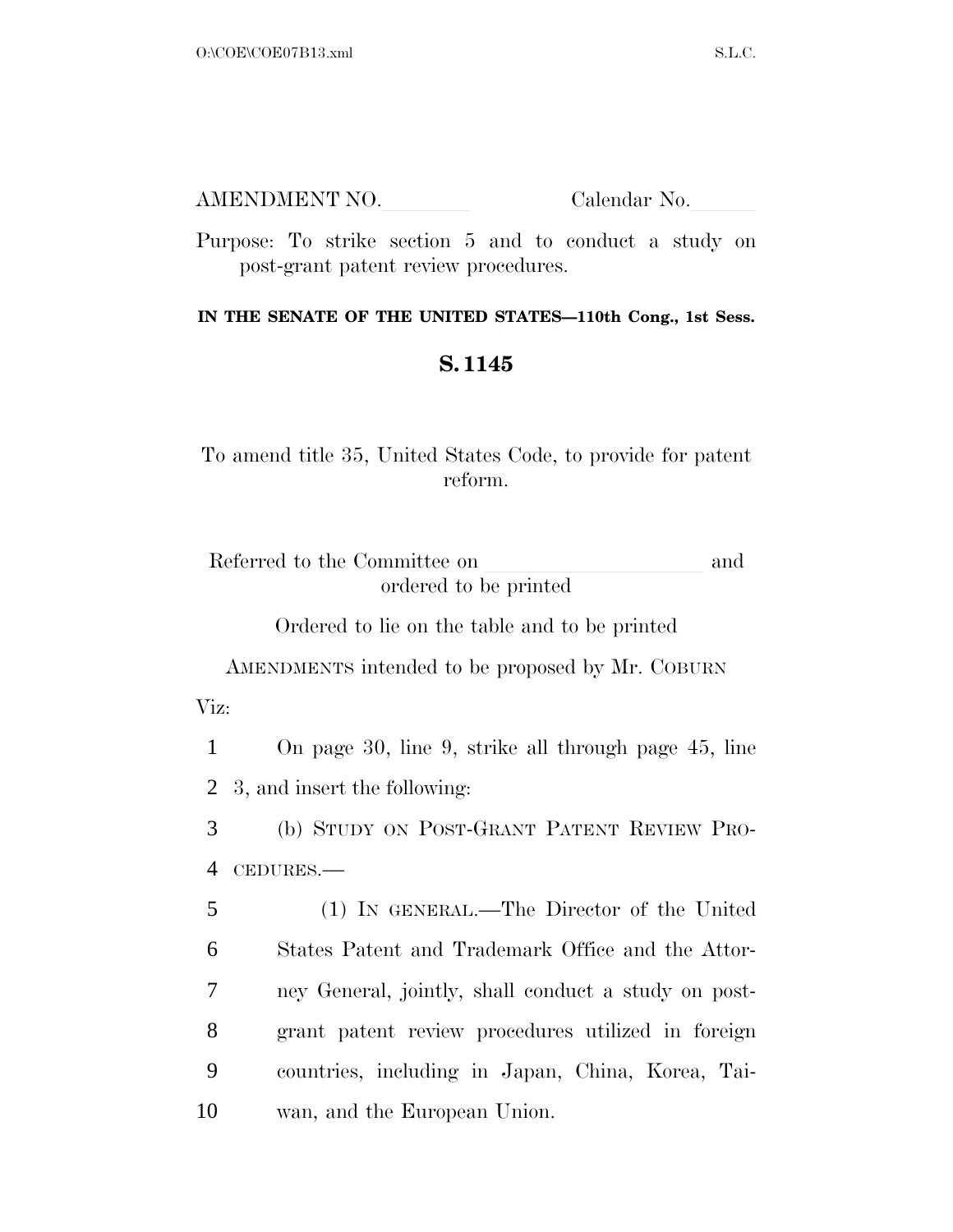AMENDMENT NO.\_\_\_\_\_\_\_\_ Calendar No.\_\_\_\_\_\_

Purpose: To strike section 5 and to conduct a study on post-grant patent review procedures.

**IN THE SENATE OF THE UNITED STATES—110th Cong., 1st Sess.**

## S. 1145

To amend title 35, United States Code, to provide for patent reform.

Referred to the Committee on \_\_\_\_\_\_\_\_\_\_\_\_\_\_\_\_\_\_\_\_ and ordered to be printed

Ordered to lie on the table and to be printed

AMENDMENTS intended to be proposed by Mr. COBURN

Viz:

1 On page 30, line 9, strike all through page 45, line
2 3, and insert the following:

3 (b) STUDY ON POST-GRANT PATENT REVIEW PRO-
4 CEDURES.—

5 (1) IN GENERAL.—The Director of the United
6 States Patent and Trademark Office and the Attor-
7 ney General, jointly, shall conduct a study on post-
8 grant patent review procedures utilized in foreign
9 countries, including in Japan, China, Korea, Tai-
10 wan, and the European Union.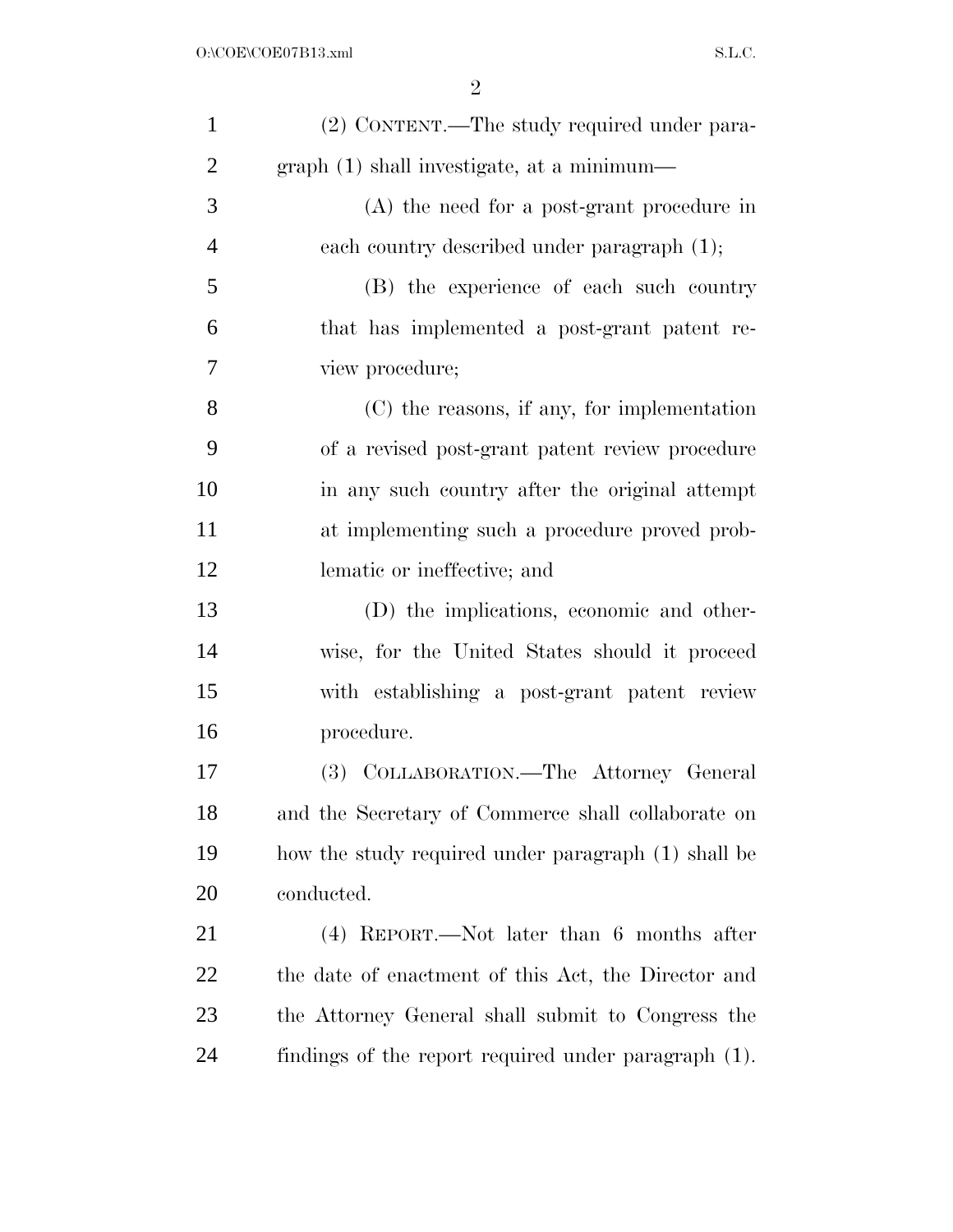(2) CONTENT.—The study required under paragraph (1) shall investigate, at a minimum—

(A) the need for a post-grant procedure in each country described under paragraph (1);

(B) the experience of each such country that has implemented a post-grant patent review procedure;

(C) the reasons, if any, for implementation of a revised post-grant patent review procedure in any such country after the original attempt at implementing such a procedure proved problematic or ineffective; and

(D) the implications, economic and otherwise, for the United States should it proceed with establishing a post-grant patent review procedure.

(3) COLLABORATION.—The Attorney General and the Secretary of Commerce shall collaborate on how the study required under paragraph (1) shall be conducted.

(4) REPORT.—Not later than 6 months after the date of enactment of this Act, the Director and the Attorney General shall submit to Congress the findings of the report required under paragraph (1).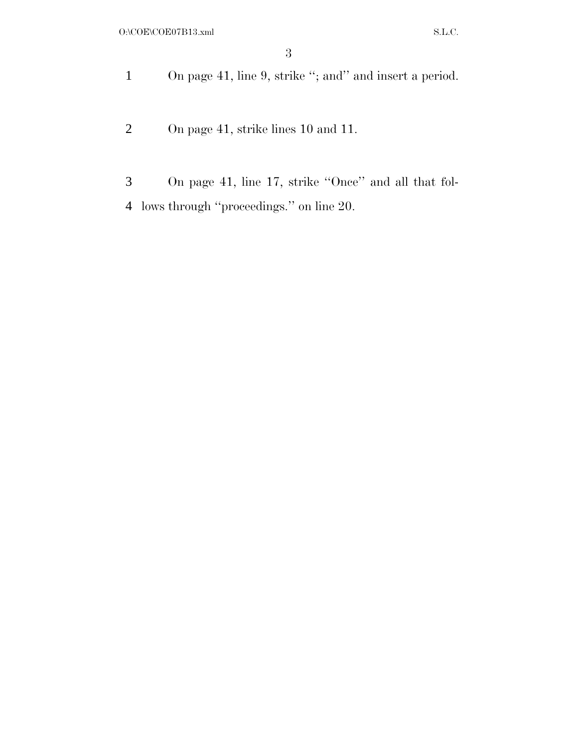On page 41, line 9, strike ''; and'' and insert a period.

On page 41, strike lines 10 and 11.

On page 41, line 17, strike ''Once'' and all that follows through ''proceedings.'' on line 20.